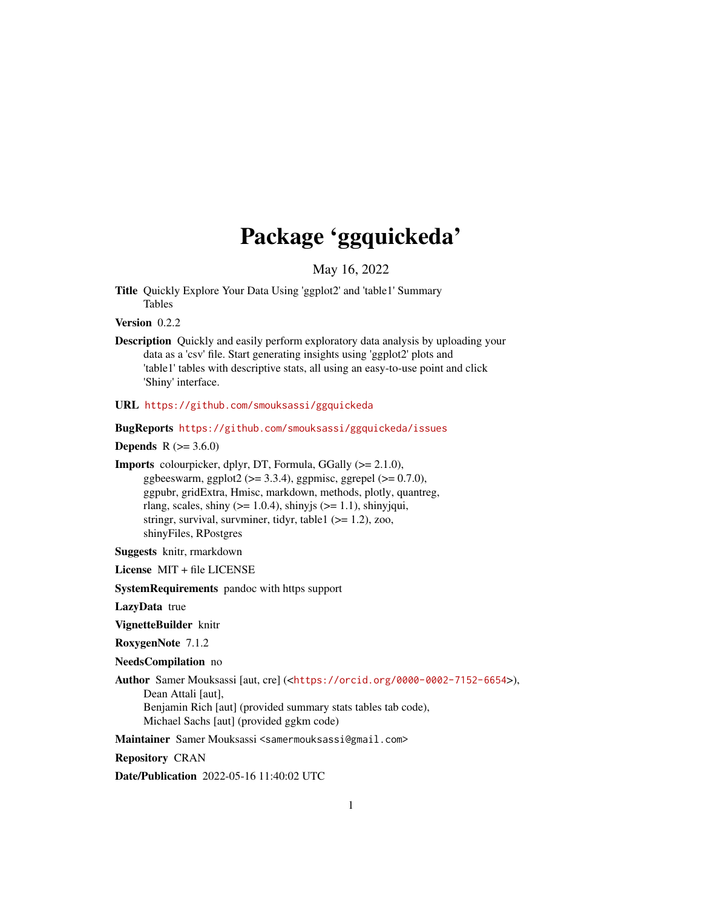# Package 'ggquickeda'

May 16, 2022

**Title** Quickly Explore Your Data Using 'ggplot2' and 'table1' Summary Tables

**Version** 0.2.2

**Description** Quickly and easily perform exploratory data analysis by uploading your data as a 'csv' file. Start generating insights using 'ggplot2' plots and 'table1' tables with descriptive stats, all using an easy-to-use point and click 'Shiny' interface.

**URL** https://github.com/smouksassi/ggquickeda

**BugReports** https://github.com/smouksassi/ggquickeda/issues

**Depends** R (>= 3.6.0)

**Imports** colourpicker, dplyr, DT, Formula, GGally (>= 2.1.0), ggbeeswarm, ggplot2 (>= 3.3.4), ggpmisc, ggrepel (>= 0.7.0), ggpubr, gridExtra, Hmisc, markdown, methods, plotly, quantreg, rlang, scales, shiny (>= 1.0.4), shinyjs (>= 1.1), shinyjqui, stringr, survival, survminer, tidyr, table1 (>= 1.2), zoo, shinyFiles, RPostgres

**Suggests** knitr, rmarkdown

**License** MIT + file LICENSE

**SystemRequirements** pandoc with https support

**LazyData** true

**VignetteBuilder** knitr

**RoxygenNote** 7.1.2

**NeedsCompilation** no

**Author** Samer Mouksassi [aut, cre] (<https://orcid.org/0000-0002-7152-6654>), Dean Attali [aut], Benjamin Rich [aut] (provided summary stats tables tab code), Michael Sachs [aut] (provided ggkm code)

**Maintainer** Samer Mouksassi <samermouksassi@gmail.com>

**Repository** CRAN

**Date/Publication** 2022-05-16 11:40:02 UTC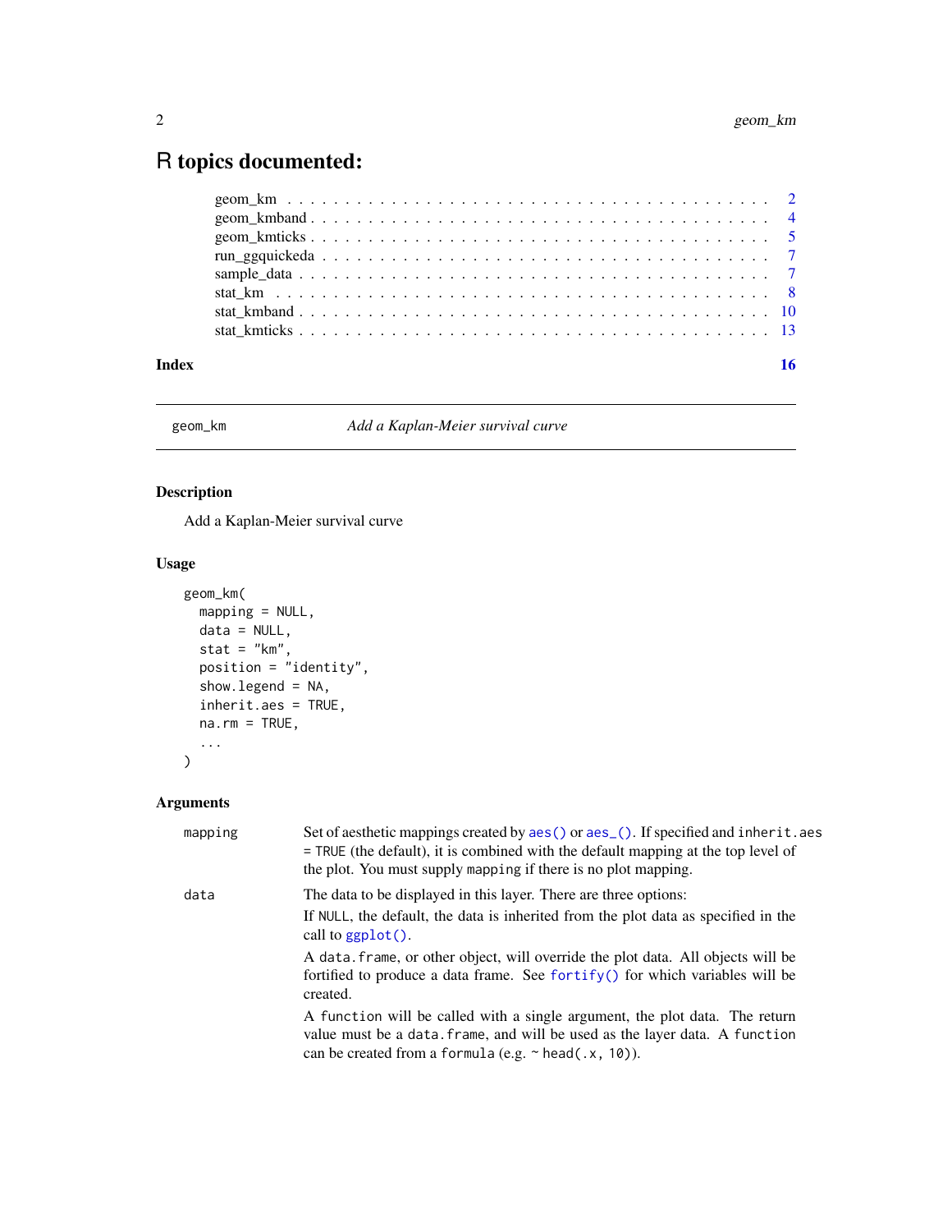# R topics documented:

| | |
|---|---|
| geom_km | 2 |
| geom_kmband | 4 |
| geom_kmticks | 5 |
| run_ggquickeda | 7 |
| sample_data | 7 |
| stat_km | 8 |
| stat_kmband | 10 |
| stat_kmticks | 13 |
| **Index** | **16** |

---

`geom_km` *Add a Kaplan-Meier survival curve*

---

## Description

Add a Kaplan-Meier survival curve

## Usage

```
geom_km(
  mapping = NULL,
  data = NULL,
  stat = "km",
  position = "identity",
  show.legend = NA,
  inherit.aes = TRUE,
  na.rm = TRUE,
  ...
)
```

## Arguments

`mapping` Set of aesthetic mappings created by `aes()` or `aes_()`. If specified and `inherit.aes = TRUE` (the default), it is combined with the default mapping at the top level of the plot. You must supply `mapping` if there is no plot mapping.

`data` The data to be displayed in this layer. There are three options:

If `NULL`, the default, the data is inherited from the plot data as specified in the call to `ggplot()`.

A `data.frame`, or other object, will override the plot data. All objects will be fortified to produce a data frame. See `fortify()` for which variables will be created.

A `function` will be called with a single argument, the plot data. The return value must be a `data.frame`, and will be used as the layer data. A `function` can be created from a `formula` (e.g. `~ head(.x, 10)`).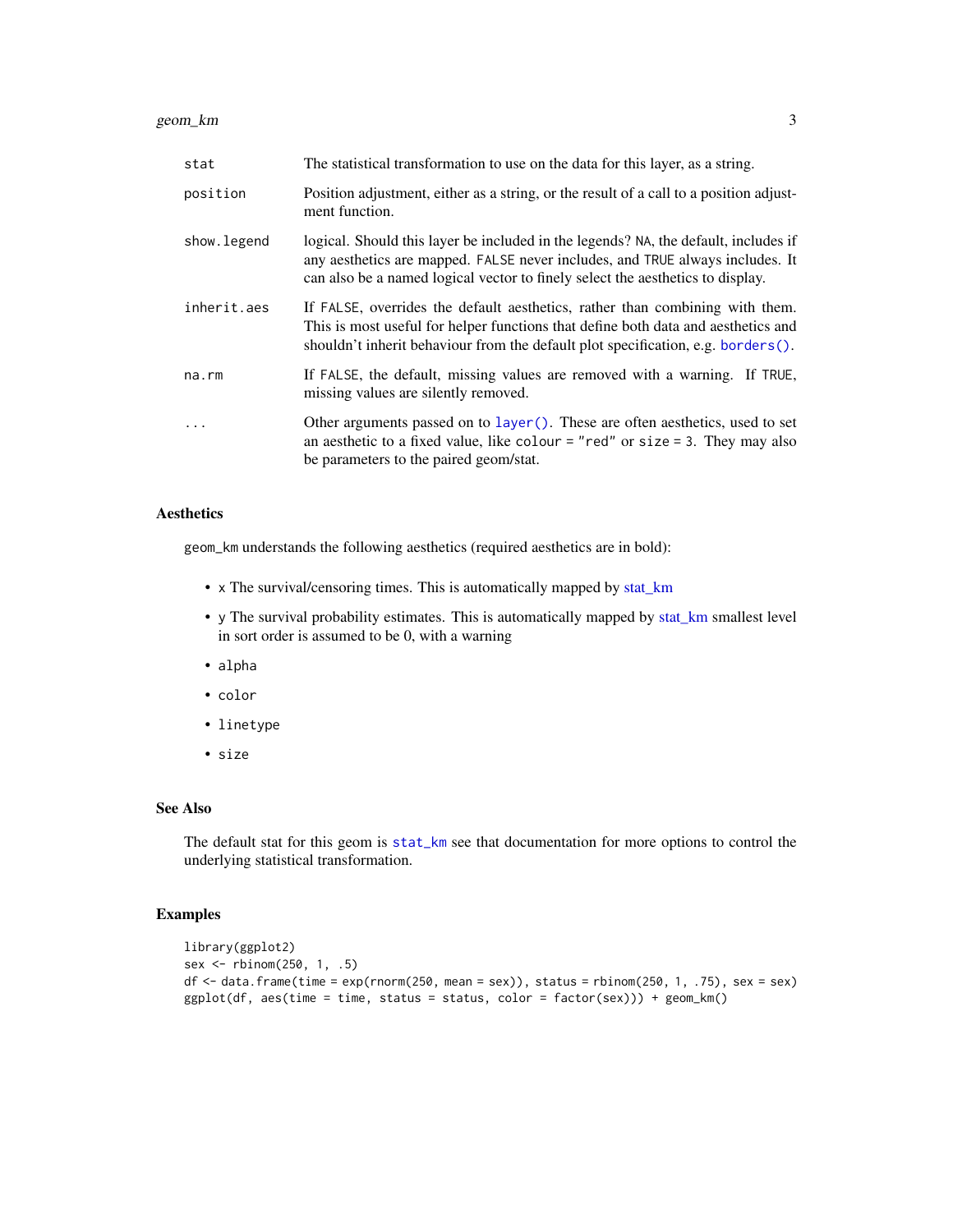| | |
|---|---|
| `stat` | The statistical transformation to use on the data for this layer, as a string. |
| `position` | Position adjustment, either as a string, or the result of a call to a position adjustment function. |
| `show.legend` | logical. Should this layer be included in the legends? `NA`, the default, includes if any aesthetics are mapped. `FALSE` never includes, and `TRUE` always includes. It can also be a named logical vector to finely select the aesthetics to display. |
| `inherit.aes` | If `FALSE`, overrides the default aesthetics, rather than combining with them. This is most useful for helper functions that define both data and aesthetics and shouldn't inherit behaviour from the default plot specification, e.g. `borders()`. |
| `na.rm` | If `FALSE`, the default, missing values are removed with a warning. If `TRUE`, missing values are silently removed. |
| `...` | Other arguments passed on to `layer()`. These are often aesthetics, used to set an aesthetic to a fixed value, like `colour = "red"` or `size = 3`. They may also be parameters to the paired geom/stat. |

## Aesthetics

geom_km understands the following aesthetics (required aesthetics are in bold):

- x The survival/censoring times. This is automatically mapped by stat_km
- y The survival probability estimates. This is automatically mapped by stat_km smallest level in sort order is assumed to be 0, with a warning
- `alpha`
- `color`
- `linetype`
- `size`

## See Also

The default stat for this geom is `stat_km` see that documentation for more options to control the underlying statistical transformation.

## Examples

```
library(ggplot2)
sex <- rbinom(250, 1, .5)
df <- data.frame(time = exp(rnorm(250, mean = sex)), status = rbinom(250, 1, .75), sex = sex)
ggplot(df, aes(time = time, status = status, color = factor(sex))) + geom_km()
```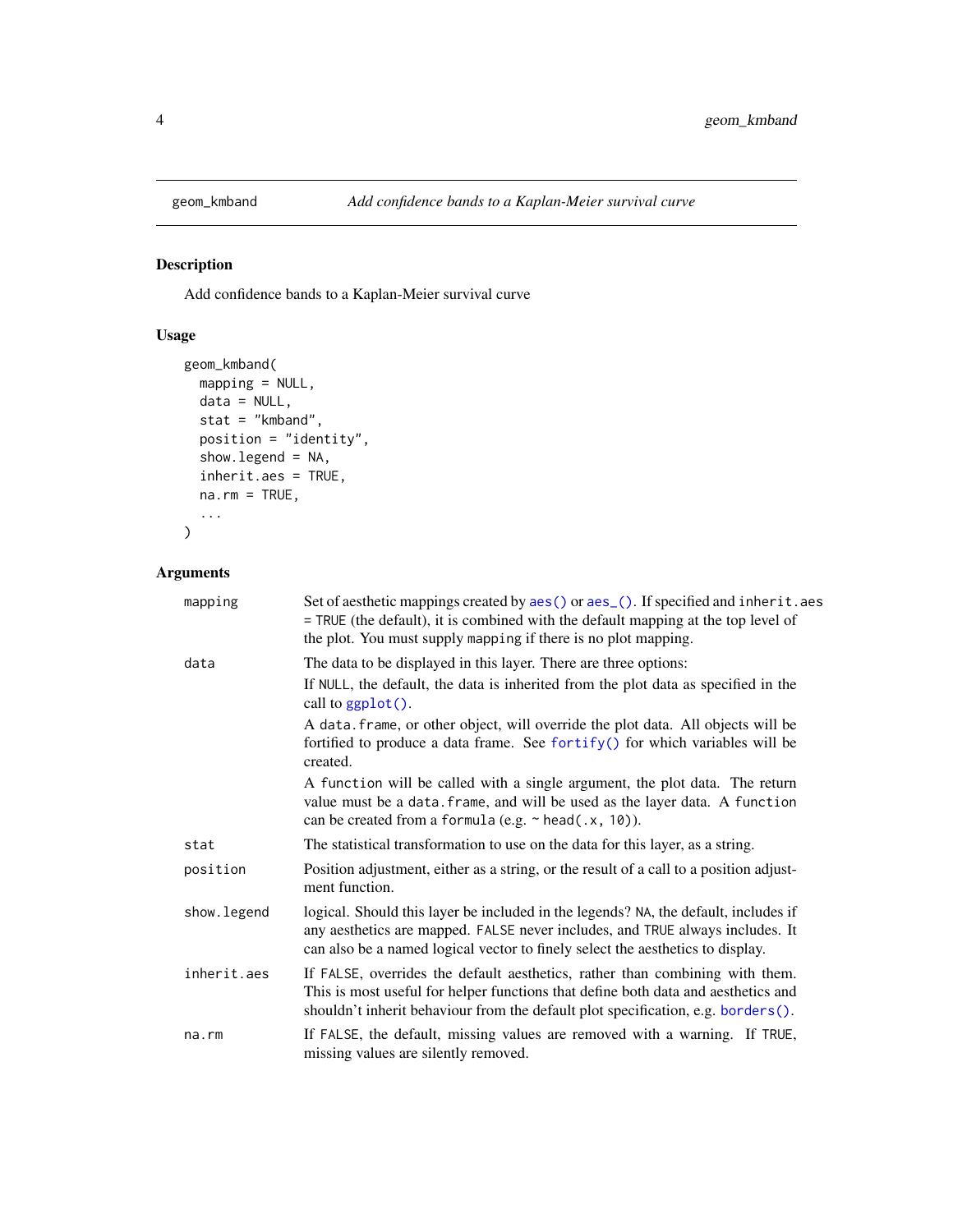## geom_kmband — *Add confidence bands to a Kaplan-Meier survival curve*

### Description

Add confidence bands to a Kaplan-Meier survival curve

### Usage

```
geom_kmband(
  mapping = NULL,
  data = NULL,
  stat = "kmband",
  position = "identity",
  show.legend = NA,
  inherit.aes = TRUE,
  na.rm = TRUE,
  ...
)
```

### Arguments

| | |
|---|---|
| mapping | Set of aesthetic mappings created by `aes()` or `aes_()`. If specified and `inherit.aes = TRUE` (the default), it is combined with the default mapping at the top level of the plot. You must supply `mapping` if there is no plot mapping. |
| data | The data to be displayed in this layer. There are three options:<br>If `NULL`, the default, the data is inherited from the plot data as specified in the call to `ggplot()`.<br>A `data.frame`, or other object, will override the plot data. All objects will be fortified to produce a data frame. See `fortify()` for which variables will be created.<br>A `function` will be called with a single argument, the plot data. The return value must be a `data.frame`, and will be used as the layer data. A `function` can be created from a `formula` (e.g. `~ head(.x, 10)`). |
| stat | The statistical transformation to use on the data for this layer, as a string. |
| position | Position adjustment, either as a string, or the result of a call to a position adjustment function. |
| show.legend | logical. Should this layer be included in the legends? `NA`, the default, includes if any aesthetics are mapped. `FALSE` never includes, and `TRUE` always includes. It can also be a named logical vector to finely select the aesthetics to display. |
| inherit.aes | If `FALSE`, overrides the default aesthetics, rather than combining with them. This is most useful for helper functions that define both data and aesthetics and shouldn't inherit behaviour from the default plot specification, e.g. `borders()`. |
| na.rm | If `FALSE`, the default, missing values are removed with a warning. If `TRUE`, missing values are silently removed. |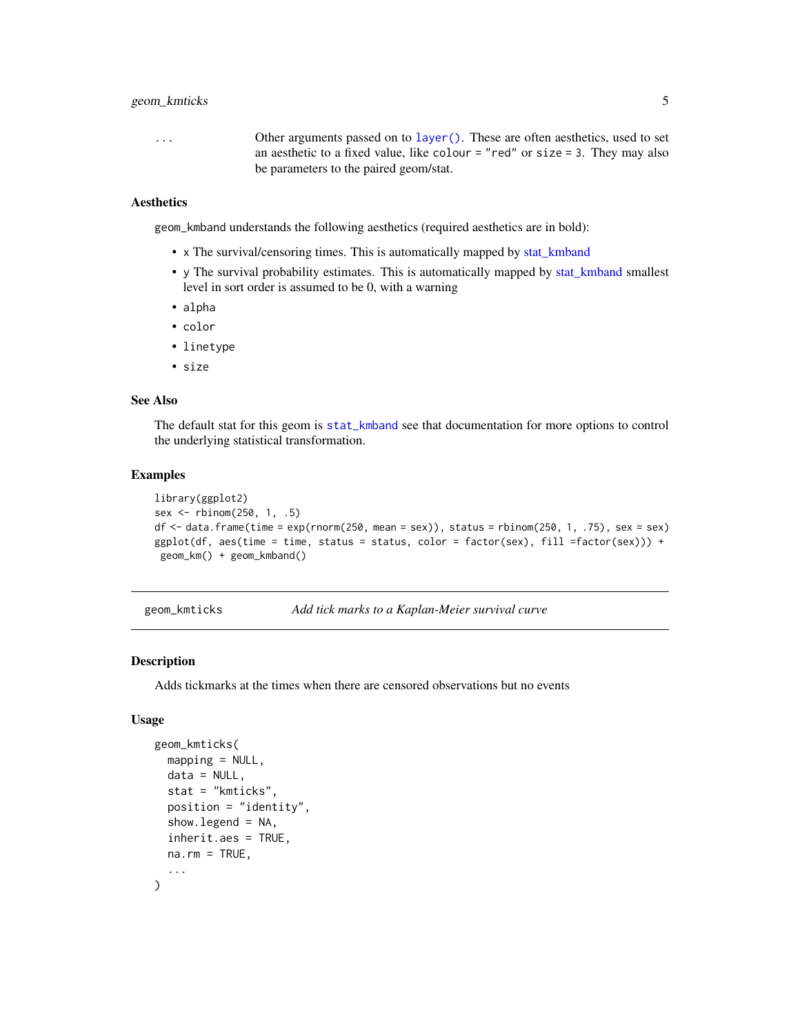| | |
|---|---|
| ... | Other arguments passed on to `layer()`. These are often aesthetics, used to set an aesthetic to a fixed value, like `colour = "red"` or `size = 3`. They may also be parameters to the paired geom/stat. |

### Aesthetics

`geom_kmband` understands the following aesthetics (required aesthetics are in bold):

- `x` The survival/censoring times. This is automatically mapped by stat_kmband
- `y` The survival probability estimates. This is automatically mapped by stat_kmband smallest level in sort order is assumed to be 0, with a warning
- `alpha`
- `color`
- `linetype`
- `size`

### See Also

The default stat for this geom is `stat_kmband` see that documentation for more options to control the underlying statistical transformation.

### Examples

```
library(ggplot2)
sex <- rbinom(250, 1, .5)
df <- data.frame(time = exp(rnorm(250, mean = sex)), status = rbinom(250, 1, .75), sex = sex)
ggplot(df, aes(time = time, status = status, color = factor(sex), fill =factor(sex))) +
 geom_km() + geom_kmband()
```

---

## geom_kmticks — *Add tick marks to a Kaplan-Meier survival curve*

### Description

Adds tickmarks at the times when there are censored observations but no events

### Usage

```
geom_kmticks(
  mapping = NULL,
  data = NULL,
  stat = "kmticks",
  position = "identity",
  show.legend = NA,
  inherit.aes = TRUE,
  na.rm = TRUE,
  ...
)
```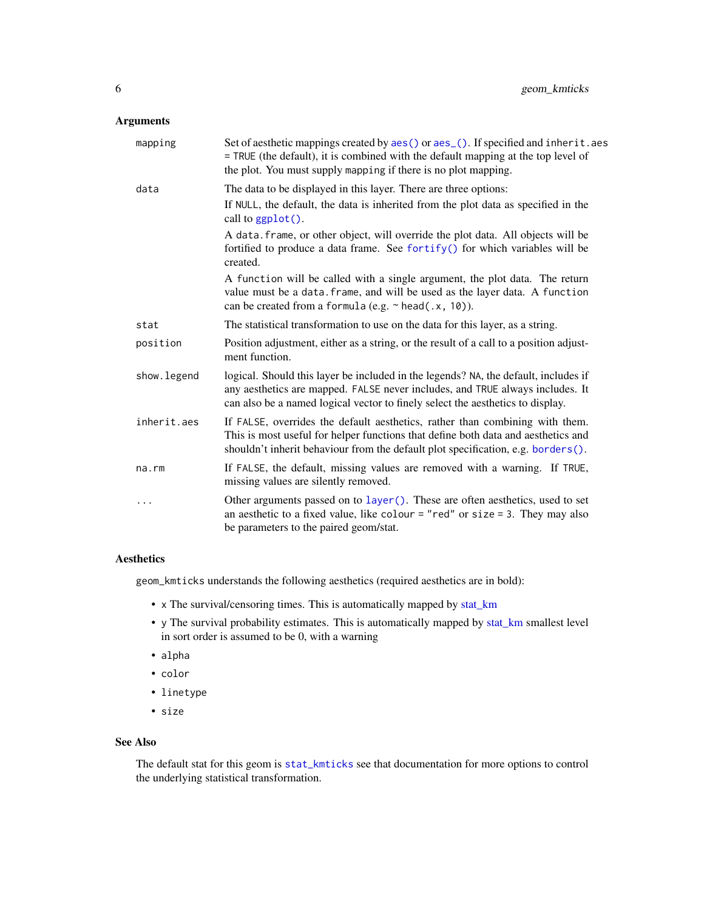## Arguments

| | |
|---|---|
| mapping | Set of aesthetic mappings created by `aes()` or `aes_()`. If specified and `inherit.aes = TRUE` (the default), it is combined with the default mapping at the top level of the plot. You must supply `mapping` if there is no plot mapping. |
| data | The data to be displayed in this layer. There are three options: If `NULL`, the default, the data is inherited from the plot data as specified in the call to `ggplot()`. A `data.frame`, or other object, will override the plot data. All objects will be fortified to produce a data frame. See `fortify()` for which variables will be created. A `function` will be called with a single argument, the plot data. The return value must be a `data.frame`, and will be used as the layer data. A `function` can be created from a `formula` (e.g. `~ head(.x, 10)`). |
| stat | The statistical transformation to use on the data for this layer, as a string. |
| position | Position adjustment, either as a string, or the result of a call to a position adjustment function. |
| show.legend | logical. Should this layer be included in the legends? `NA`, the default, includes if any aesthetics are mapped. `FALSE` never includes, and `TRUE` always includes. It can also be a named logical vector to finely select the aesthetics to display. |
| inherit.aes | If `FALSE`, overrides the default aesthetics, rather than combining with them. This is most useful for helper functions that define both data and aesthetics and shouldn't inherit behaviour from the default plot specification, e.g. `borders()`. |
| na.rm | If `FALSE`, the default, missing values are removed with a warning. If `TRUE`, missing values are silently removed. |
| ... | Other arguments passed on to `layer()`. These are often aesthetics, used to set an aesthetic to a fixed value, like `colour = "red"` or `size = 3`. They may also be parameters to the paired geom/stat. |

## Aesthetics

`geom_kmticks` understands the following aesthetics (required aesthetics are in bold):

- `x` The survival/censoring times. This is automatically mapped by stat_km
- `y` The survival probability estimates. This is automatically mapped by stat_km smallest level in sort order is assumed to be 0, with a warning
- `alpha`
- `color`
- `linetype`
- `size`

## See Also

The default stat for this geom is `stat_kmticks` see that documentation for more options to control the underlying statistical transformation.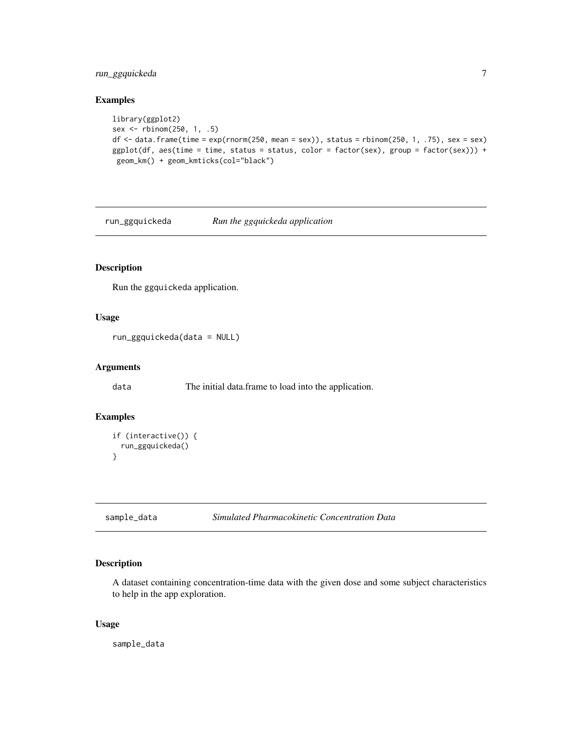## Examples

```
library(ggplot2)
sex <- rbinom(250, 1, .5)
df <- data.frame(time = exp(rnorm(250, mean = sex)), status = rbinom(250, 1, .75), sex = sex)
ggplot(df, aes(time = time, status = status, color = factor(sex), group = factor(sex))) +
 geom_km() + geom_kmticks(col="black")
```

---

## run_ggquickeda *Run the ggquickeda application*

---

### Description

Run the ggquickeda application.

### Usage

```
run_ggquickeda(data = NULL)
```

### Arguments

| | |
|---|---|
| data | The initial data.frame to load into the application. |

### Examples

```
if (interactive()) {
  run_ggquickeda()
}
```

---

## sample_data *Simulated Pharmacokinetic Concentration Data*

---

### Description

A dataset containing concentration-time data with the given dose and some subject characteristics to help in the app exploration.

### Usage

```
sample_data
```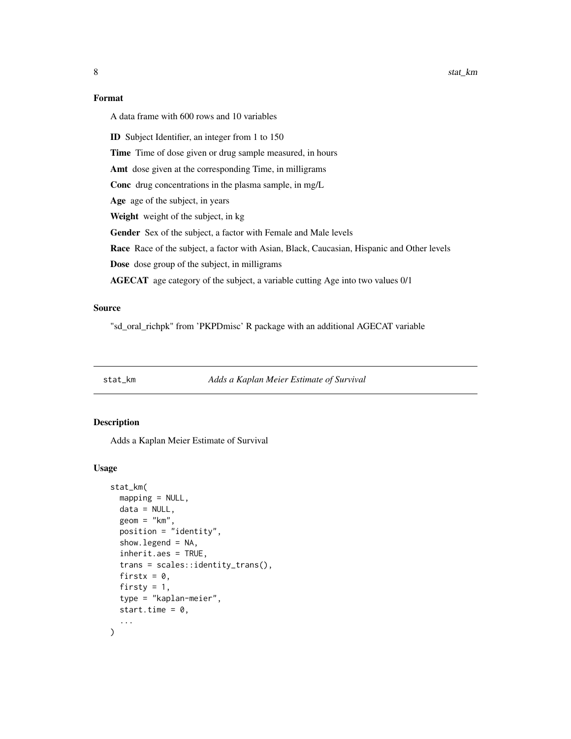## Format

A data frame with 600 rows and 10 variables

**ID** Subject Identifier, an integer from 1 to 150

**Time** Time of dose given or drug sample measured, in hours

**Amt** dose given at the corresponding Time, in milligrams

**Conc** drug concentrations in the plasma sample, in mg/L

**Age** age of the subject, in years

**Weight** weight of the subject, in kg

**Gender** Sex of the subject, a factor with Female and Male levels

**Race** Race of the subject, a factor with Asian, Black, Caucasian, Hispanic and Other levels

**Dose** dose group of the subject, in milligrams

**AGECAT** age category of the subject, a variable cutting Age into two values 0/1

## Source

"sd_oral_richpk" from 'PKPDmisc' R package with an additional AGECAT variable

---

# stat_km *Adds a Kaplan Meier Estimate of Survival*

## Description

Adds a Kaplan Meier Estimate of Survival

## Usage

```
stat_km(
  mapping = NULL,
  data = NULL,
  geom = "km",
  position = "identity",
  show.legend = NA,
  inherit.aes = TRUE,
  trans = scales::identity_trans(),
  firstx = 0,
  firsty = 1,
  type = "kaplan-meier",
  start.time = 0,
  ...
)
```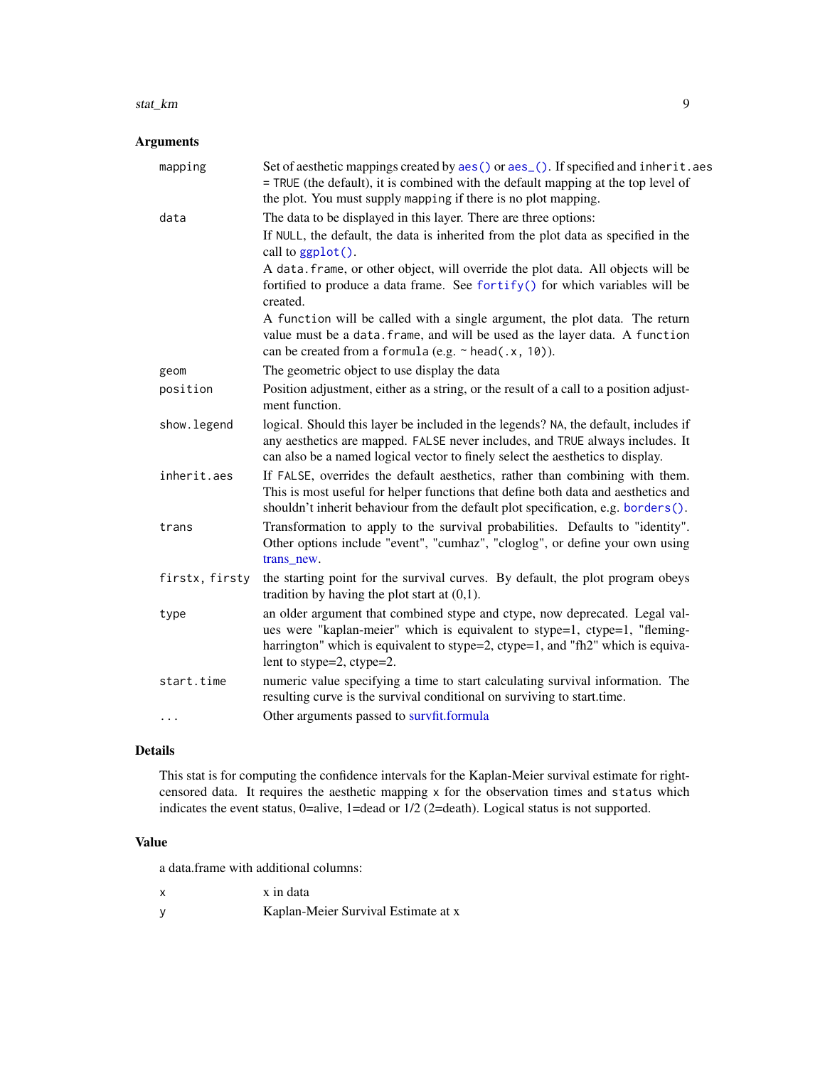## Arguments

| | |
|---|---|
| `mapping` | Set of aesthetic mappings created by `aes()` or `aes_()`. If specified and `inherit.aes = TRUE` (the default), it is combined with the default mapping at the top level of the plot. You must supply `mapping` if there is no plot mapping. |
| `data` | The data to be displayed in this layer. There are three options: If `NULL`, the default, the data is inherited from the plot data as specified in the call to `ggplot()`. A `data.frame`, or other object, will override the plot data. All objects will be fortified to produce a data frame. See `fortify()` for which variables will be created. A `function` will be called with a single argument, the plot data. The return value must be a `data.frame`, and will be used as the layer data. A `function` can be created from a `formula` (e.g. `~ head(.x, 10)`). |
| `geom` | The geometric object to use display the data |
| `position` | Position adjustment, either as a string, or the result of a call to a position adjustment function. |
| `show.legend` | logical. Should this layer be included in the legends? `NA`, the default, includes if any aesthetics are mapped. `FALSE` never includes, and `TRUE` always includes. It can also be a named logical vector to finely select the aesthetics to display. |
| `inherit.aes` | If `FALSE`, overrides the default aesthetics, rather than combining with them. This is most useful for helper functions that define both data and aesthetics and shouldn't inherit behaviour from the default plot specification, e.g. `borders()`. |
| `trans` | Transformation to apply to the survival probabilities. Defaults to "identity". Other options include "event", "cumhaz", "cloglog", or define your own using trans_new. |
| `firstx, firsty` | the starting point for the survival curves. By default, the plot program obeys tradition by having the plot start at (0,1). |
| `type` | an older argument that combined stype and ctype, now deprecated. Legal values were "kaplan-meier" which is equivalent to stype=1, ctype=1, "fleming-harrington" which is equivalent to stype=2, ctype=1, and "fh2" which is equivalent to stype=2, ctype=2. |
| `start.time` | numeric value specifying a time to start calculating survival information. The resulting curve is the survival conditional on surviving to start.time. |
| `...` | Other arguments passed to survfit.formula |

## Details

This stat is for computing the confidence intervals for the Kaplan-Meier survival estimate for right-censored data. It requires the aesthetic mapping `x` for the observation times and `status` which indicates the event status, 0=alive, 1=dead or 1/2 (2=death). Logical status is not supported.

## Value

a data.frame with additional columns:

| | |
|---|---|
| `x` | x in data |
| `y` | Kaplan-Meier Survival Estimate at x |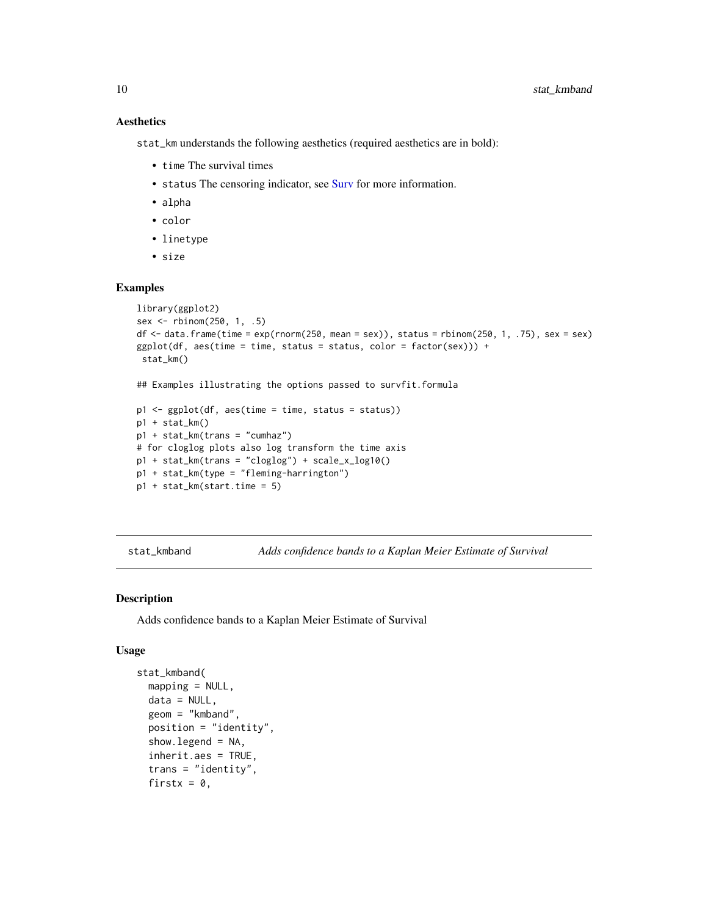### Aesthetics

`stat_km` understands the following aesthetics (required aesthetics are in bold):

- `time` The survival times
- `status` The censoring indicator, see Surv for more information.
- `alpha`
- `color`
- `linetype`
- `size`

### Examples

```
library(ggplot2)
sex <- rbinom(250, 1, .5)
df <- data.frame(time = exp(rnorm(250, mean = sex)), status = rbinom(250, 1, .75), sex = sex)
ggplot(df, aes(time = time, status = status, color = factor(sex))) +
 stat_km()

## Examples illustrating the options passed to survfit.formula

p1 <- ggplot(df, aes(time = time, status = status))
p1 + stat_km()
p1 + stat_km(trans = "cumhaz")
# for cloglog plots also log transform the time axis
p1 + stat_km(trans = "cloglog") + scale_x_log10()
p1 + stat_km(type = "fleming-harrington")
p1 + stat_km(start.time = 5)
```

---

## stat_kmband — *Adds confidence bands to a Kaplan Meier Estimate of Survival*

### Description

Adds confidence bands to a Kaplan Meier Estimate of Survival

### Usage

```
stat_kmband(
  mapping = NULL,
  data = NULL,
  geom = "kmband",
  position = "identity",
  show.legend = NA,
  inherit.aes = TRUE,
  trans = "identity",
  firstx = 0,
```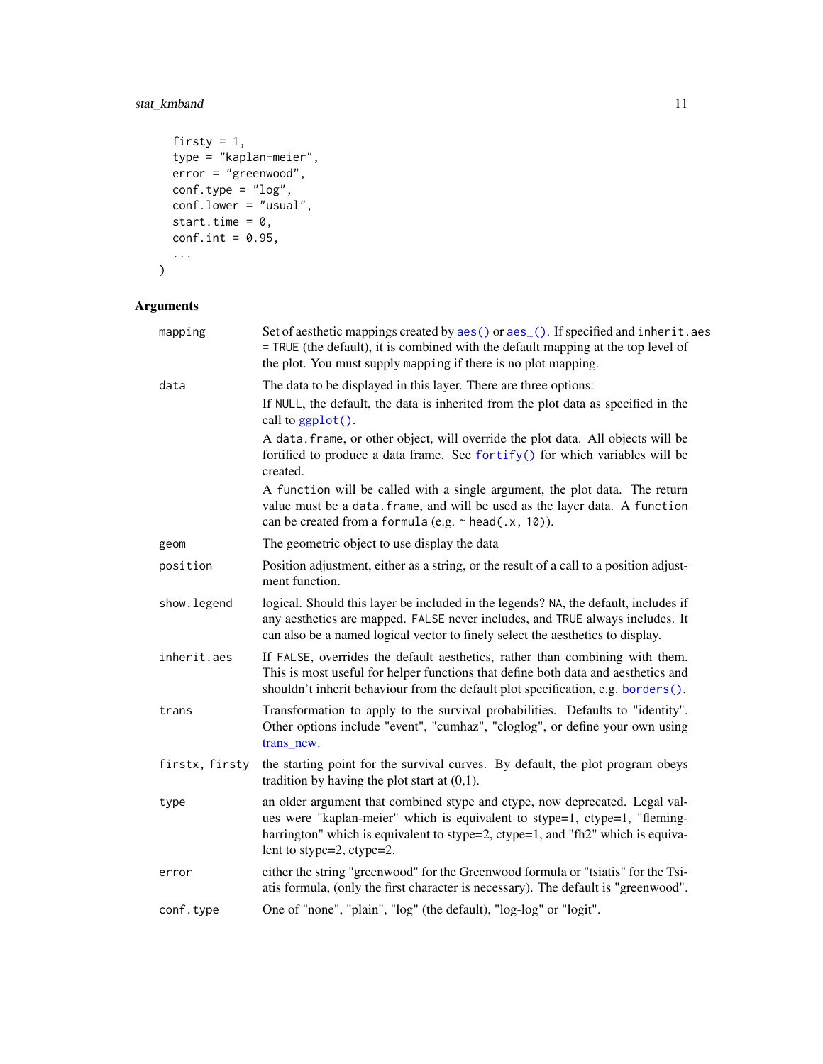```
  firsty = 1,
  type = "kaplan-meier",
  error = "greenwood",
  conf.type = "log",
  conf.lower = "usual",
  start.time = 0,
  conf.int = 0.95,
  ...
)
```

## Arguments

| Argument | Description |
|---|---|
| `mapping` | Set of aesthetic mappings created by `aes()` or `aes_()`. If specified and `inherit.aes = TRUE` (the default), it is combined with the default mapping at the top level of the plot. You must supply `mapping` if there is no plot mapping. |
| `data` | The data to be displayed in this layer. There are three options:<br>If `NULL`, the default, the data is inherited from the plot data as specified in the call to `ggplot()`.<br>A `data.frame`, or other object, will override the plot data. All objects will be fortified to produce a data frame. See `fortify()` for which variables will be created.<br>A `function` will be called with a single argument, the plot data. The return value must be a `data.frame`, and will be used as the layer data. A `function` can be created from a `formula` (e.g. `~ head(.x, 10)`). |
| `geom` | The geometric object to use display the data |
| `position` | Position adjustment, either as a string, or the result of a call to a position adjustment function. |
| `show.legend` | logical. Should this layer be included in the legends? `NA`, the default, includes if any aesthetics are mapped. `FALSE` never includes, and `TRUE` always includes. It can also be a named logical vector to finely select the aesthetics to display. |
| `inherit.aes` | If `FALSE`, overrides the default aesthetics, rather than combining with them. This is most useful for helper functions that define both data and aesthetics and shouldn't inherit behaviour from the default plot specification, e.g. `borders()`. |
| `trans` | Transformation to apply to the survival probabilities. Defaults to "identity". Other options include "event", "cumhaz", "cloglog", or define your own using trans_new. |
| `firstx, firsty` | the starting point for the survival curves. By default, the plot program obeys tradition by having the plot start at (0,1). |
| `type` | an older argument that combined stype and ctype, now deprecated. Legal values were "kaplan-meier" which is equivalent to stype=1, ctype=1, "fleming-harrington" which is equivalent to stype=2, ctype=1, and "fh2" which is equivalent to stype=2, ctype=2. |
| `error` | either the string "greenwood" for the Greenwood formula or "tsiatis" for the Tsiatis formula, (only the first character is necessary). The default is "greenwood". |
| `conf.type` | One of "none", "plain", "log" (the default), "log-log" or "logit". |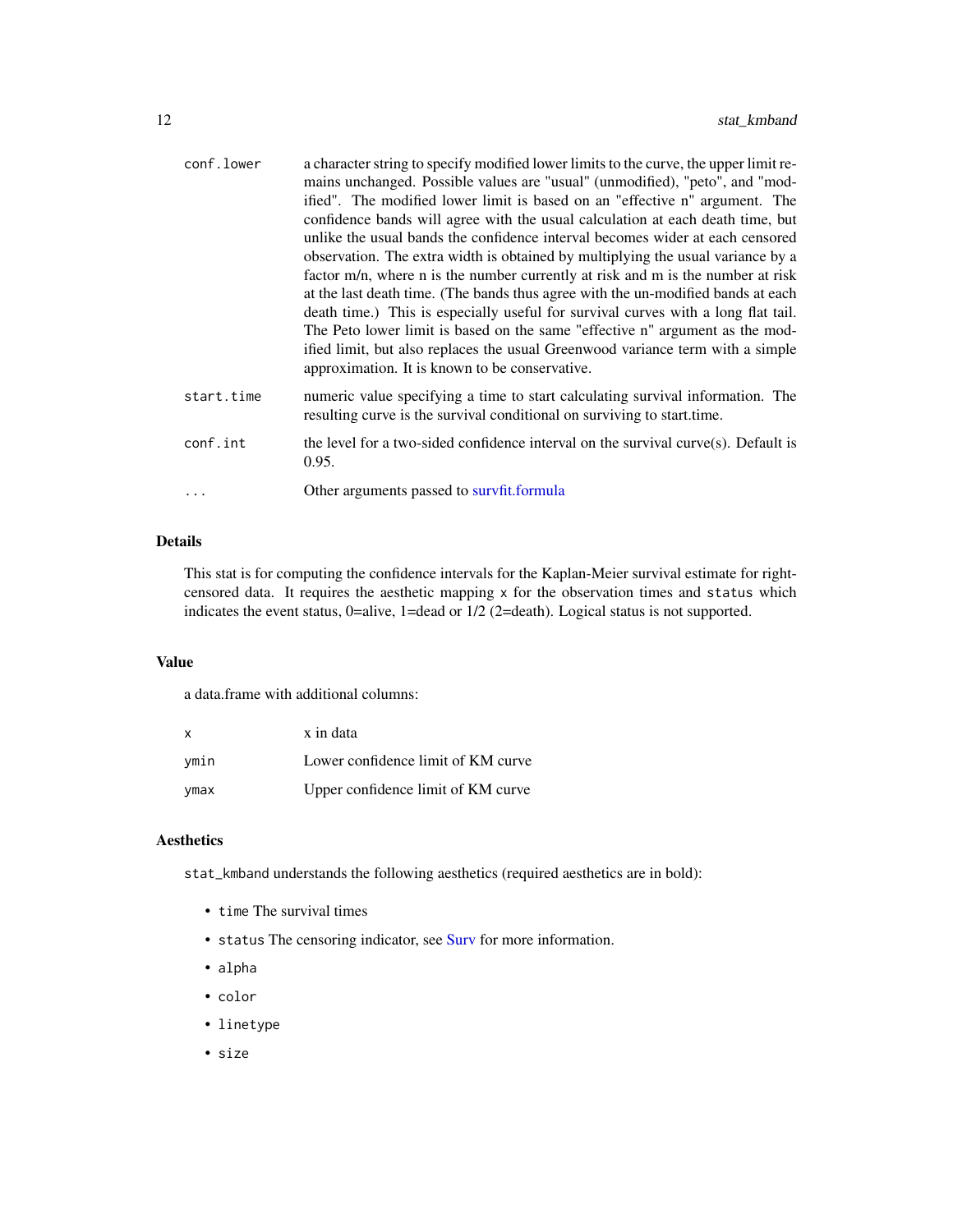| | |
|---|---|
| `conf.lower` | a character string to specify modified lower limits to the curve, the upper limit remains unchanged. Possible values are "usual" (unmodified), "peto", and "modified". The modified lower limit is based on an "effective n" argument. The confidence bands will agree with the usual calculation at each death time, but unlike the usual bands the confidence interval becomes wider at each censored observation. The extra width is obtained by multiplying the usual variance by a factor m/n, where n is the number currently at risk and m is the number at risk at the last death time. (The bands thus agree with the un-modified bands at each death time.) This is especially useful for survival curves with a long flat tail. The Peto lower limit is based on the same "effective n" argument as the modified limit, but also replaces the usual Greenwood variance term with a simple approximation. It is known to be conservative. |
| `start.time` | numeric value specifying a time to start calculating survival information. The resulting curve is the survival conditional on surviving to start.time. |
| `conf.int` | the level for a two-sided confidence interval on the survival curve(s). Default is 0.95. |
| `...` | Other arguments passed to survfit.formula |

### Details

This stat is for computing the confidence intervals for the Kaplan-Meier survival estimate for right-censored data. It requires the aesthetic mapping `x` for the observation times and `status` which indicates the event status, 0=alive, 1=dead or 1/2 (2=death). Logical status is not supported.

### Value

a data.frame with additional columns:

| | |
|---|---|
| `x` | x in data |
| `ymin` | Lower confidence limit of KM curve |
| `ymax` | Upper confidence limit of KM curve |

### Aesthetics

`stat_kmband` understands the following aesthetics (required aesthetics are in bold):

- `time` The survival times
- `status` The censoring indicator, see Surv for more information.
- `alpha`
- `color`
- `linetype`
- `size`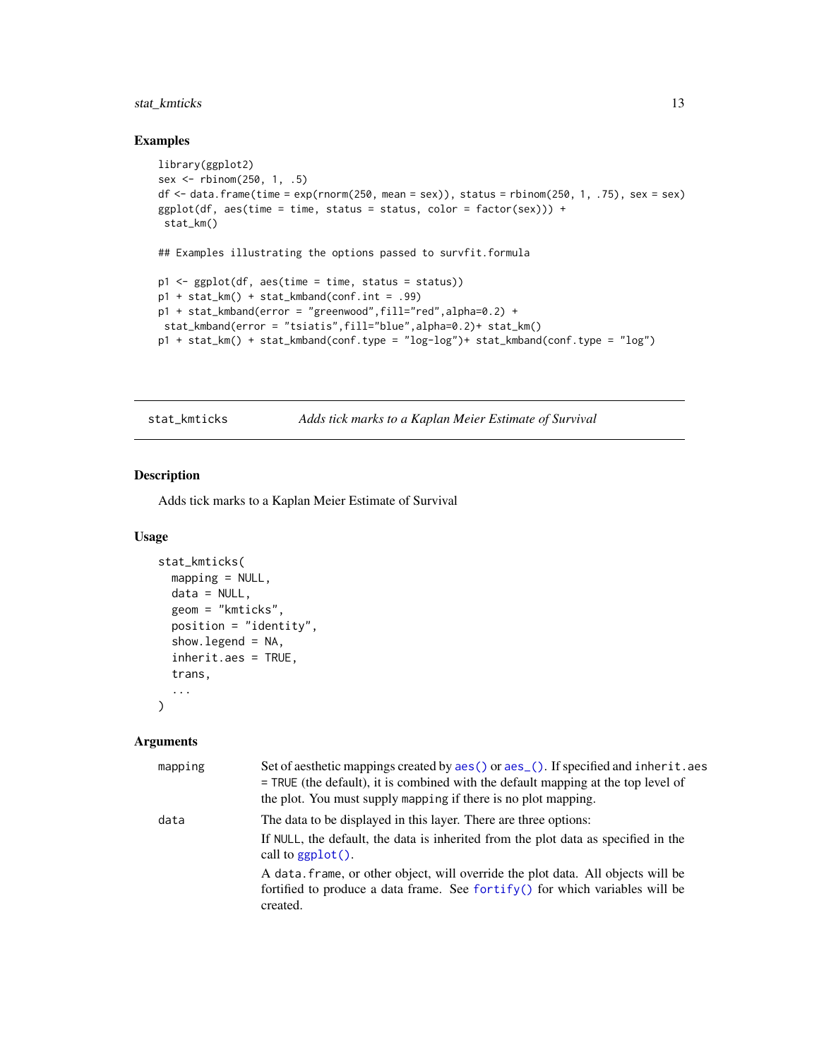## Examples

```
library(ggplot2)
sex <- rbinom(250, 1, .5)
df <- data.frame(time = exp(rnorm(250, mean = sex)), status = rbinom(250, 1, .75), sex = sex)
ggplot(df, aes(time = time, status = status, color = factor(sex))) +
 stat_km()

## Examples illustrating the options passed to survfit.formula

p1 <- ggplot(df, aes(time = time, status = status))
p1 + stat_km() + stat_kmband(conf.int = .99)
p1 + stat_kmband(error = "greenwood",fill="red",alpha=0.2) +
 stat_kmband(error = "tsiatis",fill="blue",alpha=0.2)+ stat_km()
p1 + stat_km() + stat_kmband(conf.type = "log-log")+ stat_kmband(conf.type = "log")
```

---

# stat_kmticks — *Adds tick marks to a Kaplan Meier Estimate of Survival*

## Description

Adds tick marks to a Kaplan Meier Estimate of Survival

## Usage

```
stat_kmticks(
  mapping = NULL,
  data = NULL,
  geom = "kmticks",
  position = "identity",
  show.legend = NA,
  inherit.aes = TRUE,
  trans,
  ...
)
```

## Arguments

| | |
|---|---|
| `mapping` | Set of aesthetic mappings created by `aes()` or `aes_()`. If specified and `inherit.aes = TRUE` (the default), it is combined with the default mapping at the top level of the plot. You must supply `mapping` if there is no plot mapping. |
| `data` | The data to be displayed in this layer. There are three options: If `NULL`, the default, the data is inherited from the plot data as specified in the call to `ggplot()`. A `data.frame`, or other object, will override the plot data. All objects will be fortified to produce a data frame. See `fortify()` for which variables will be created. |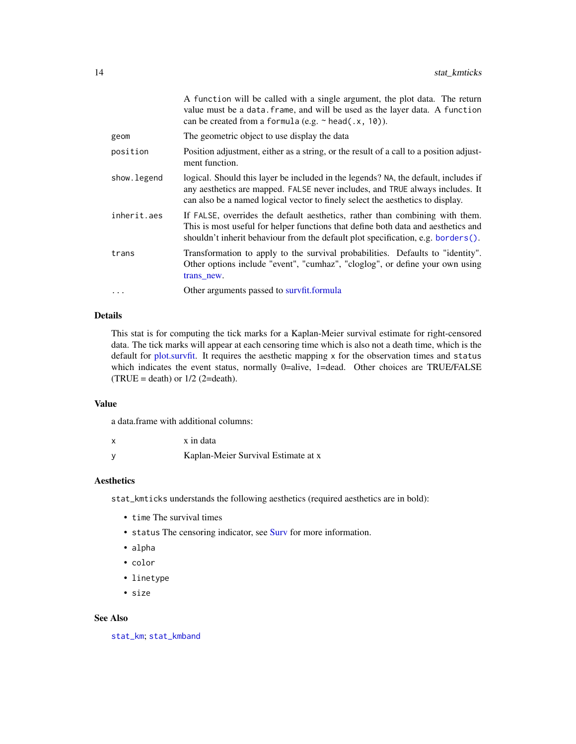| | |
|---|---|
| | A `function` will be called with a single argument, the plot data. The return value must be a `data.frame`, and will be used as the layer data. A `function` can be created from a `formula` (e.g. `~ head(.x, 10)`). |
| `geom` | The geometric object to use display the data |
| `position` | Position adjustment, either as a string, or the result of a call to a position adjustment function. |
| `show.legend` | logical. Should this layer be included in the legends? `NA`, the default, includes if any aesthetics are mapped. `FALSE` never includes, and `TRUE` always includes. It can also be a named logical vector to finely select the aesthetics to display. |
| `inherit.aes` | If `FALSE`, overrides the default aesthetics, rather than combining with them. This is most useful for helper functions that define both data and aesthetics and shouldn't inherit behaviour from the default plot specification, e.g. `borders()`. |
| `trans` | Transformation to apply to the survival probabilities. Defaults to "identity". Other options include "event", "cumhaz", "cloglog", or define your own using trans_new. |
| `...` | Other arguments passed to survfit.formula |

## Details

This stat is for computing the tick marks for a Kaplan-Meier survival estimate for right-censored data. The tick marks will appear at each censoring time which is also not a death time, which is the default for plot.survfit. It requires the aesthetic mapping `x` for the observation times and `status` which indicates the event status, normally 0=alive, 1=dead. Other choices are TRUE/FALSE (TRUE = death) or 1/2 (2=death).

## Value

a data.frame with additional columns:

| | |
|---|---|
| `x` | x in data |
| `y` | Kaplan-Meier Survival Estimate at x |

## Aesthetics

`stat_kmticks` understands the following aesthetics (required aesthetics are in bold):

- `time` The survival times
- `status` The censoring indicator, see Surv for more information.
- `alpha`
- `color`
- `linetype`
- `size`

## See Also

`stat_km`; `stat_kmband`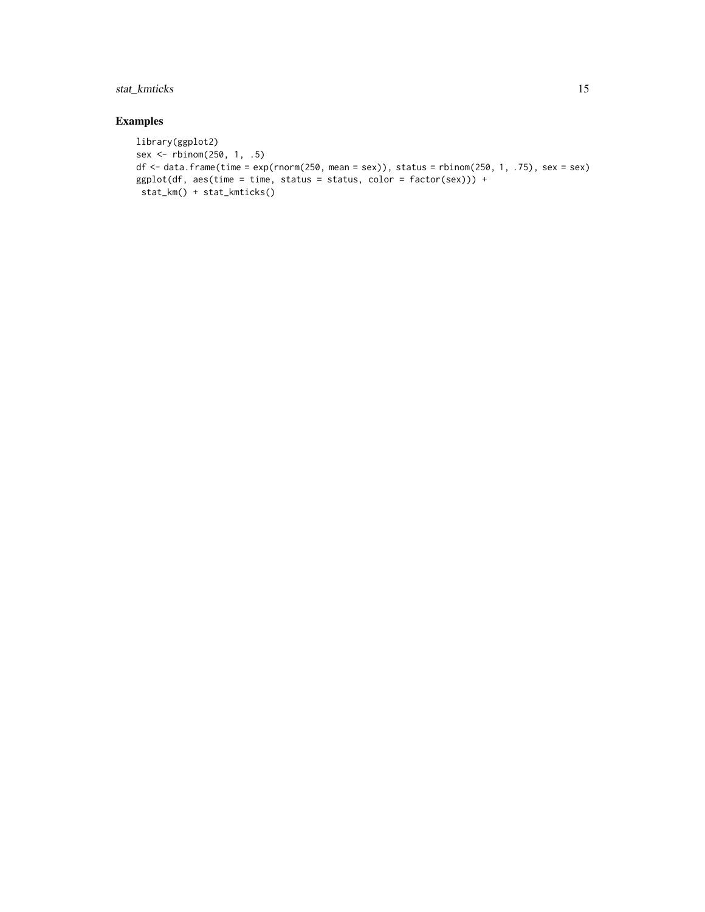## Examples

```
library(ggplot2)
sex <- rbinom(250, 1, .5)
df <- data.frame(time = exp(rnorm(250, mean = sex)), status = rbinom(250, 1, .75), sex = sex)
ggplot(df, aes(time = time, status = status, color = factor(sex))) +
 stat_km() + stat_kmticks()
```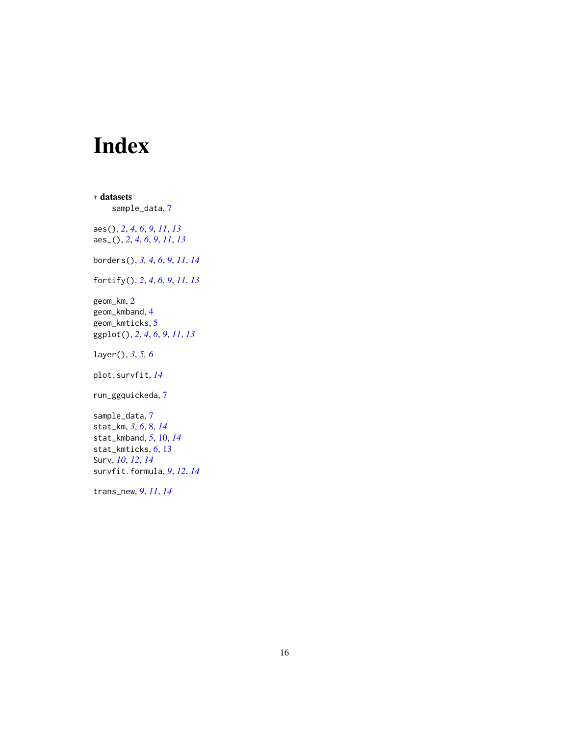# Index

∗ **datasets**
    sample_data, 7

aes(), *2*, *4*, *6*, *9*, *11*, *13*
aes_(), *2*, *4*, *6*, *9*, *11*, *13*

borders(), *3*, *4*, *6*, *9*, *11*, *14*

fortify(), *2*, *4*, *6*, *9*, *11*, *13*

geom_km, 2
geom_kmband, 4
geom_kmticks, 5
ggplot(), *2*, *4*, *6*, *9*, *11*, *13*

layer(), *3*, *5*, *6*

plot.survfit, *14*

run_ggquickeda, 7

sample_data, 7
stat_km, *3*, *6*, 8, *14*
stat_kmband, *5*, 10, *14*
stat_kmticks, *6*, 13
Surv, *10*, *12*, *14*
survfit.formula, *9*, *12*, *14*

trans_new, *9*, *11*, *14*